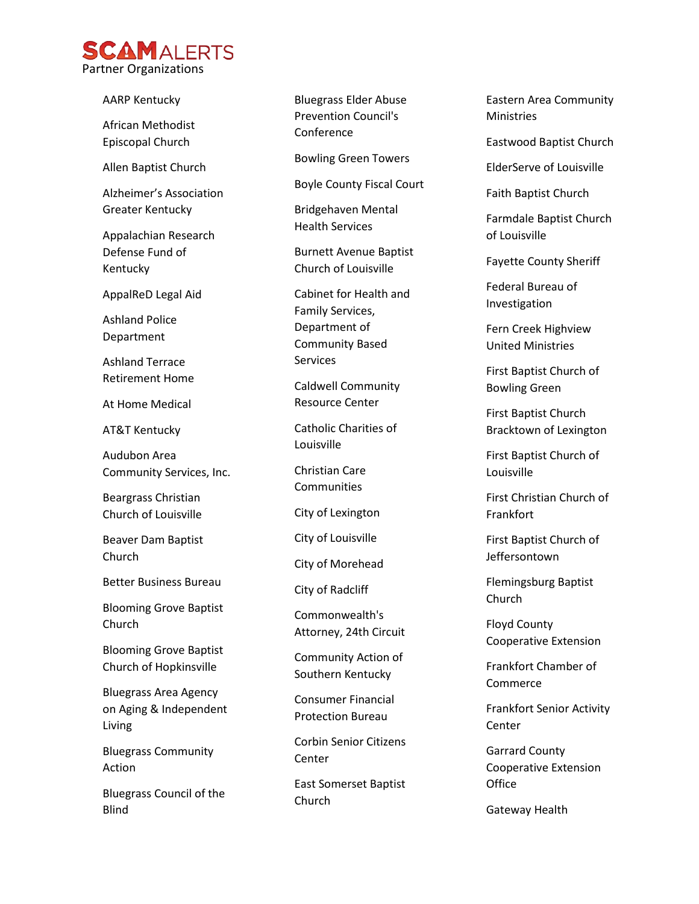# SCAM ALERTS

## Partner Organizations

- AARP Kentucky
- African Methodist Episcopal Church
- Allen Baptist Church
- Alzheimer's Association Greater Kentucky
- Appalachian Research Defense Fund of Kentucky
- AppalReD Legal Aid
- Ashland Police Department
- Ashland Terrace Retirement Home
- At Home Medical
- AT&T Kentucky
- Audubon Area Community Services, Inc.
- Beargrass Christian Church of Louisville
- Beaver Dam Baptist Church
- Better Business Bureau
- Blooming Grove Baptist Church
- Blooming Grove Baptist Church of Hopkinsville
- Bluegrass Area Agency on Aging & Independent Living
- Bluegrass Community Action
- Bluegrass Council of the Blind
- Bluegrass Elder Abuse Prevention Council's Conference
- Bowling Green Towers
- Boyle County Fiscal Court
- Bridgehaven Mental Health Services
- Burnett Avenue Baptist Church of Louisville
- Cabinet for Health and Family Services, Department of Community Based Services
- Caldwell Community Resource Center
- Catholic Charities of Louisville
- Christian Care Communities
- City of Lexington
- City of Louisville
- City of Morehead
- City of Radcliff
- Commonwealth's Attorney, 24th Circuit
- Community Action of Southern Kentucky
- Consumer Financial Protection Bureau
- Corbin Senior Citizens Center
- East Somerset Baptist Church
- Eastern Area Community Ministries
- Eastwood Baptist Church
- ElderServe of Louisville
- Faith Baptist Church
- Farmdale Baptist Church of Louisville
- Fayette County Sheriff
- Federal Bureau of Investigation
- Fern Creek Highview United Ministries
- First Baptist Church of Bowling Green
- First Baptist Church Bracktown of Lexington
- First Baptist Church of Louisville
- First Christian Church of Frankfort
- First Baptist Church of Jeffersontown
- Flemingsburg Baptist Church
- Floyd County Cooperative Extension
- Frankfort Chamber of Commerce
- Frankfort Senior Activity Center
- Garrard County Cooperative Extension Office
- Gateway Health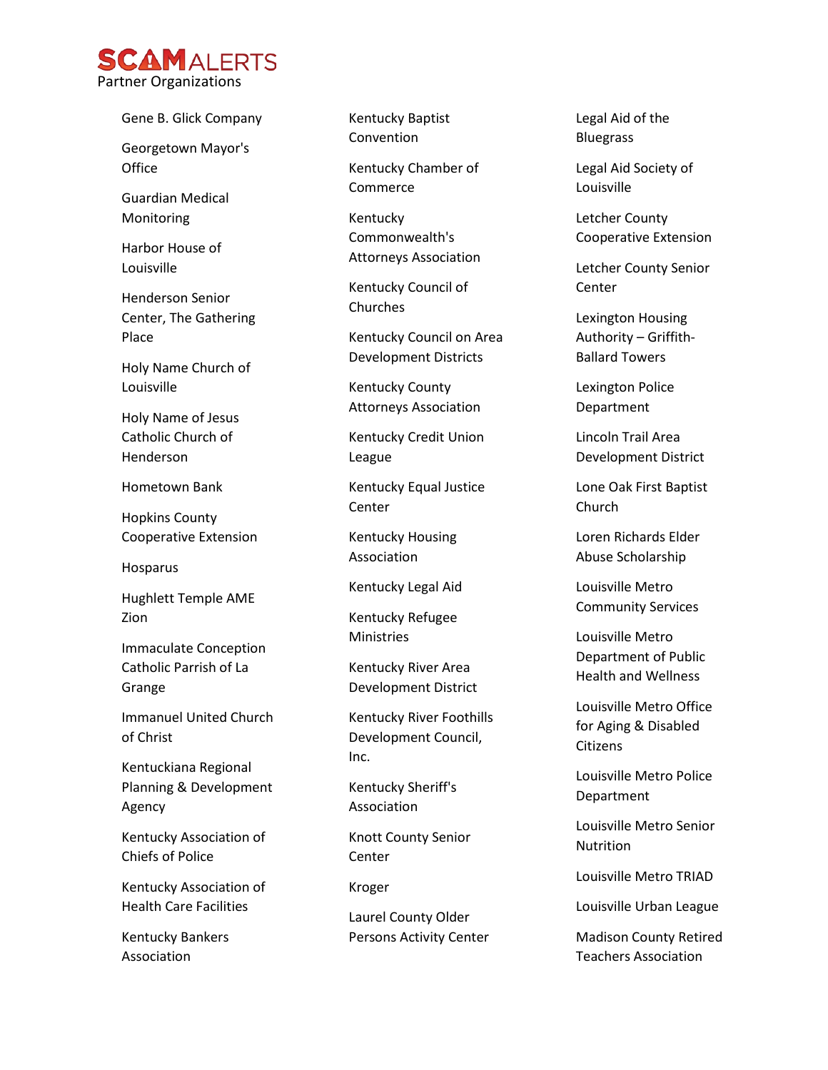# SCAM ALERTS

Partner Organizations

- Gene B. Glick Company
- Georgetown Mayor's Office
- Guardian Medical Monitoring
- Harbor House of Louisville
- Henderson Senior Center, The Gathering Place
- Holy Name Church of Louisville
- Holy Name of Jesus Catholic Church of Henderson
- Hometown Bank
- Hopkins County Cooperative Extension
- Hosparus
- Hughlett Temple AME Zion
- Immaculate Conception Catholic Parrish of La Grange
- Immanuel United Church of Christ
- Kentuckiana Regional Planning & Development Agency
- Kentucky Association of Chiefs of Police
- Kentucky Association of Health Care Facilities
- Kentucky Bankers Association
- Kentucky Baptist Convention
- Kentucky Chamber of Commerce
- Kentucky Commonwealth's Attorneys Association
- Kentucky Council of Churches
- Kentucky Council on Area Development Districts
- Kentucky County Attorneys Association
- Kentucky Credit Union League
- Kentucky Equal Justice Center
- Kentucky Housing Association
- Kentucky Legal Aid
- Kentucky Refugee Ministries
- Kentucky River Area Development District
- Kentucky River Foothills Development Council, Inc.
- Kentucky Sheriff's Association
- Knott County Senior Center
- Kroger
- Laurel County Older Persons Activity Center
- Legal Aid of the Bluegrass
- Legal Aid Society of Louisville
- Letcher County Cooperative Extension
- Letcher County Senior Center
- Lexington Housing Authority – Griffith-Ballard Towers
- Lexington Police Department
- Lincoln Trail Area Development District
- Lone Oak First Baptist Church
- Loren Richards Elder Abuse Scholarship
- Louisville Metro Community Services
- Louisville Metro Department of Public Health and Wellness
- Louisville Metro Office for Aging & Disabled Citizens
- Louisville Metro Police Department
- Louisville Metro Senior Nutrition
- Louisville Metro TRIAD
- Louisville Urban League
- Madison County Retired Teachers Association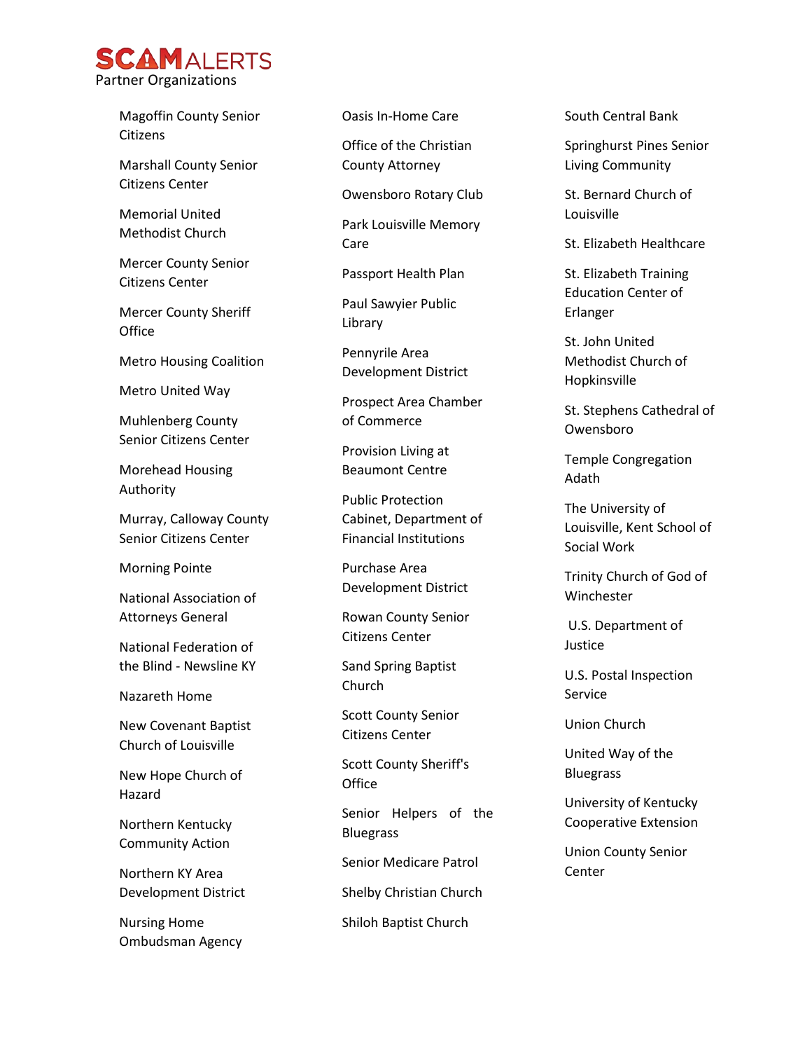# SCAM ALERTS

Partner Organizations

- Magoffin County Senior Citizens
- Marshall County Senior Citizens Center
- Memorial United Methodist Church
- Mercer County Senior Citizens Center
- Mercer County Sheriff Office
- Metro Housing Coalition
- Metro United Way
- Muhlenberg County Senior Citizens Center
- Morehead Housing Authority
- Murray, Calloway County Senior Citizens Center
- Morning Pointe
- National Association of Attorneys General
- National Federation of the Blind - Newsline KY
- Nazareth Home
- New Covenant Baptist Church of Louisville
- New Hope Church of Hazard
- Northern Kentucky Community Action
- Northern KY Area Development District
- Nursing Home Ombudsman Agency
- Oasis In-Home Care
- Office of the Christian County Attorney
- Owensboro Rotary Club
- Park Louisville Memory Care
- Passport Health Plan
- Paul Sawyier Public Library
- Pennyrile Area Development District
- Prospect Area Chamber of Commerce
- Provision Living at Beaumont Centre
- Public Protection Cabinet, Department of Financial Institutions
- Purchase Area Development District
- Rowan County Senior Citizens Center
- Sand Spring Baptist Church
- Scott County Senior Citizens Center
- Scott County Sheriff's Office
- Senior Helpers of the Bluegrass
- Senior Medicare Patrol
- Shelby Christian Church
- Shiloh Baptist Church
- South Central Bank
- Springhurst Pines Senior Living Community
- St. Bernard Church of Louisville
- St. Elizabeth Healthcare
- St. Elizabeth Training Education Center of Erlanger
- St. John United Methodist Church of Hopkinsville
- St. Stephens Cathedral of Owensboro
- Temple Congregation Adath
- The University of Louisville, Kent School of Social Work
- Trinity Church of God of Winchester
- U.S. Department of Justice
- U.S. Postal Inspection Service
- Union Church
- United Way of the Bluegrass
- University of Kentucky Cooperative Extension
- Union County Senior Center